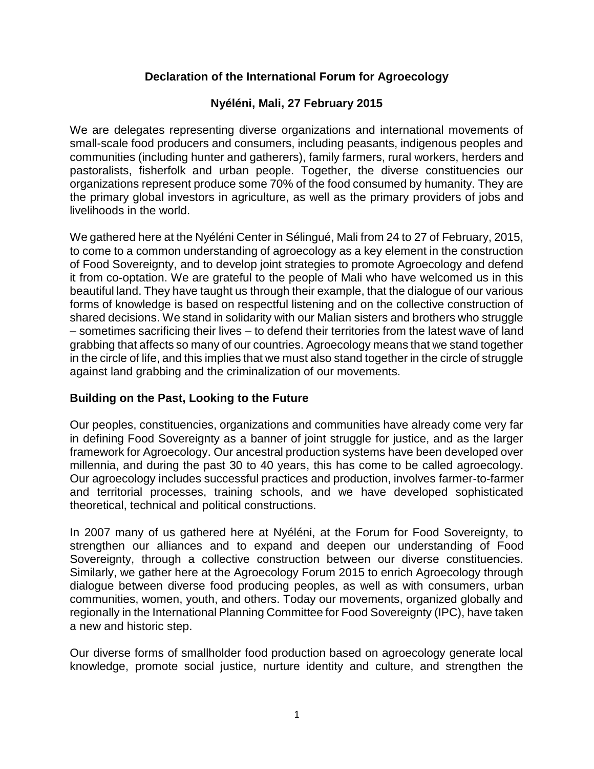# Declaration of the International Forum for Agroecology

## Nyéléni, Mali, 27 February 2015

We are delegates representing diverse organizations and international movements of small-scale food producers and consumers, including peasants, indigenous peoples and communities (including hunter and gatherers), family farmers, rural workers, herders and pastoralists, fisherfolk and urban people. Together, the diverse constituencies our organizations represent produce some 70% of the food consumed by humanity. They are the primary global investors in agriculture, as well as the primary providers of jobs and livelihoods in the world.

We gathered here at the Nyéléni Center in Sélingué, Mali from 24 to 27 of February, 2015, to come to a common understanding of agroecology as a key element in the construction of Food Sovereignty, and to develop joint strategies to promote Agroecology and defend it from co-optation. We are grateful to the people of Mali who have welcomed us in this beautiful land. They have taught us through their example, that the dialogue of our various forms of knowledge is based on respectful listening and on the collective construction of shared decisions. We stand in solidarity with our Malian sisters and brothers who struggle – sometimes sacrificing their lives – to defend their territories from the latest wave of land grabbing that affects so many of our countries. Agroecology means that we stand together in the circle of life, and this implies that we must also stand together in the circle of struggle against land grabbing and the criminalization of our movements.

### Building on the Past, Looking to the Future

Our peoples, constituencies, organizations and communities have already come very far in defining Food Sovereignty as a banner of joint struggle for justice, and as the larger framework for Agroecology. Our ancestral production systems have been developed over millennia, and during the past 30 to 40 years, this has come to be called agroecology. Our agroecology includes successful practices and production, involves farmer-to-farmer and territorial processes, training schools, and we have developed sophisticated theoretical, technical and political constructions.

In 2007 many of us gathered here at Nyéléni, at the Forum for Food Sovereignty, to strengthen our alliances and to expand and deepen our understanding of Food Sovereignty, through a collective construction between our diverse constituencies. Similarly, we gather here at the Agroecology Forum 2015 to enrich Agroecology through dialogue between diverse food producing peoples, as well as with consumers, urban communities, women, youth, and others. Today our movements, organized globally and regionally in the International Planning Committee for Food Sovereignty (IPC), have taken a new and historic step.

Our diverse forms of smallholder food production based on agroecology generate local knowledge, promote social justice, nurture identity and culture, and strengthen the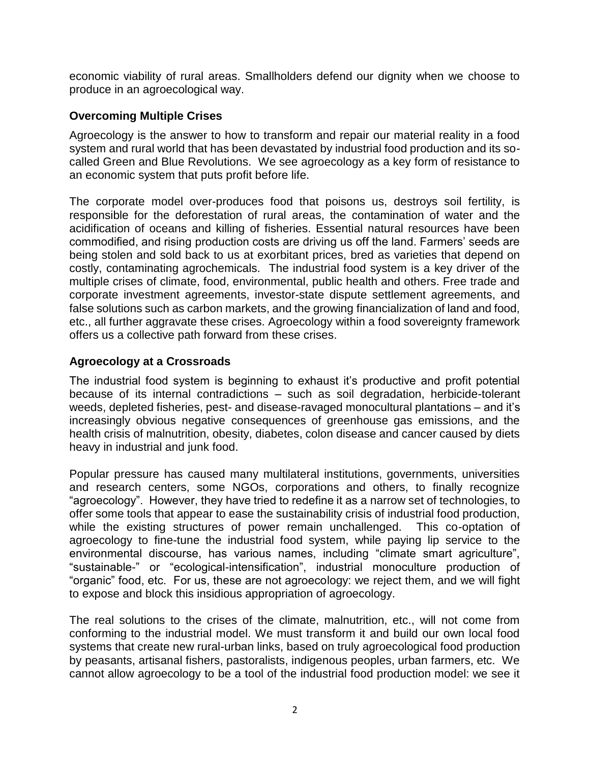economic viability of rural areas. Smallholders defend our dignity when we choose to produce in an agroecological way.

### Overcoming Multiple Crises

Agroecology is the answer to how to transform and repair our material reality in a food system and rural world that has been devastated by industrial food production and its so-called Green and Blue Revolutions. We see agroecology as a key form of resistance to an economic system that puts profit before life.

The corporate model over-produces food that poisons us, destroys soil fertility, is responsible for the deforestation of rural areas, the contamination of water and the acidification of oceans and killing of fisheries. Essential natural resources have been commodified, and rising production costs are driving us off the land. Farmers' seeds are being stolen and sold back to us at exorbitant prices, bred as varieties that depend on costly, contaminating agrochemicals. The industrial food system is a key driver of the multiple crises of climate, food, environmental, public health and others. Free trade and corporate investment agreements, investor-state dispute settlement agreements, and false solutions such as carbon markets, and the growing financialization of land and food, etc., all further aggravate these crises. Agroecology within a food sovereignty framework offers us a collective path forward from these crises.

### Agroecology at a Crossroads

The industrial food system is beginning to exhaust it's productive and profit potential because of its internal contradictions – such as soil degradation, herbicide-tolerant weeds, depleted fisheries, pest- and disease-ravaged monocultural plantations – and it's increasingly obvious negative consequences of greenhouse gas emissions, and the health crisis of malnutrition, obesity, diabetes, colon disease and cancer caused by diets heavy in industrial and junk food.

Popular pressure has caused many multilateral institutions, governments, universities and research centers, some NGOs, corporations and others, to finally recognize "agroecology". However, they have tried to redefine it as a narrow set of technologies, to offer some tools that appear to ease the sustainability crisis of industrial food production, while the existing structures of power remain unchallenged. This co-optation of agroecology to fine-tune the industrial food system, while paying lip service to the environmental discourse, has various names, including "climate smart agriculture", "sustainable-" or "ecological-intensification", industrial monoculture production of "organic" food, etc. For us, these are not agroecology: we reject them, and we will fight to expose and block this insidious appropriation of agroecology.

The real solutions to the crises of the climate, malnutrition, etc., will not come from conforming to the industrial model. We must transform it and build our own local food systems that create new rural-urban links, based on truly agroecological food production by peasants, artisanal fishers, pastoralists, indigenous peoples, urban farmers, etc. We cannot allow agroecology to be a tool of the industrial food production model: we see it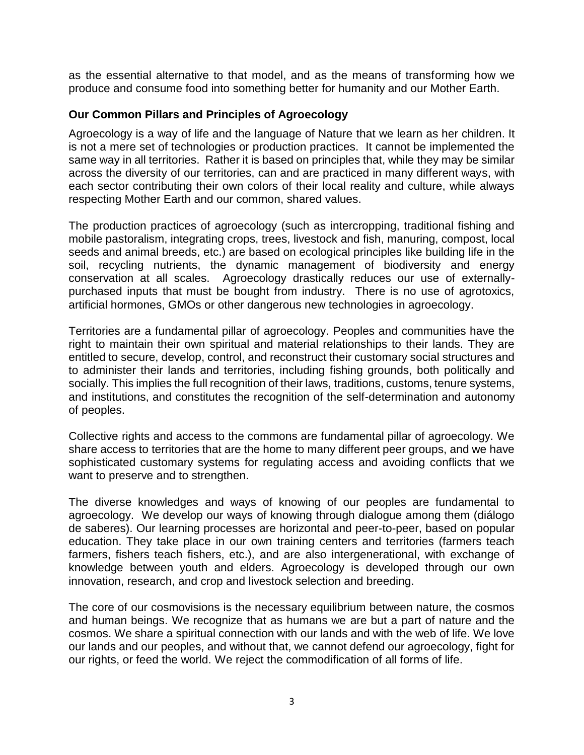as the essential alternative to that model, and as the means of transforming how we produce and consume food into something better for humanity and our Mother Earth.

### Our Common Pillars and Principles of Agroecology

Agroecology is a way of life and the language of Nature that we learn as her children. It is not a mere set of technologies or production practices. It cannot be implemented the same way in all territories. Rather it is based on principles that, while they may be similar across the diversity of our territories, can and are practiced in many different ways, with each sector contributing their own colors of their local reality and culture, while always respecting Mother Earth and our common, shared values.

The production practices of agroecology (such as intercropping, traditional fishing and mobile pastoralism, integrating crops, trees, livestock and fish, manuring, compost, local seeds and animal breeds, etc.) are based on ecological principles like building life in the soil, recycling nutrients, the dynamic management of biodiversity and energy conservation at all scales. Agroecology drastically reduces our use of externally-purchased inputs that must be bought from industry. There is no use of agrotoxics, artificial hormones, GMOs or other dangerous new technologies in agroecology.

Territories are a fundamental pillar of agroecology. Peoples and communities have the right to maintain their own spiritual and material relationships to their lands. They are entitled to secure, develop, control, and reconstruct their customary social structures and to administer their lands and territories, including fishing grounds, both politically and socially. This implies the full recognition of their laws, traditions, customs, tenure systems, and institutions, and constitutes the recognition of the self-determination and autonomy of peoples.

Collective rights and access to the commons are fundamental pillar of agroecology. We share access to territories that are the home to many different peer groups, and we have sophisticated customary systems for regulating access and avoiding conflicts that we want to preserve and to strengthen.

The diverse knowledges and ways of knowing of our peoples are fundamental to agroecology. We develop our ways of knowing through dialogue among them (diálogo de saberes). Our learning processes are horizontal and peer-to-peer, based on popular education. They take place in our own training centers and territories (farmers teach farmers, fishers teach fishers, etc.), and are also intergenerational, with exchange of knowledge between youth and elders. Agroecology is developed through our own innovation, research, and crop and livestock selection and breeding.

The core of our cosmovisions is the necessary equilibrium between nature, the cosmos and human beings. We recognize that as humans we are but a part of nature and the cosmos. We share a spiritual connection with our lands and with the web of life. We love our lands and our peoples, and without that, we cannot defend our agroecology, fight for our rights, or feed the world. We reject the commodification of all forms of life.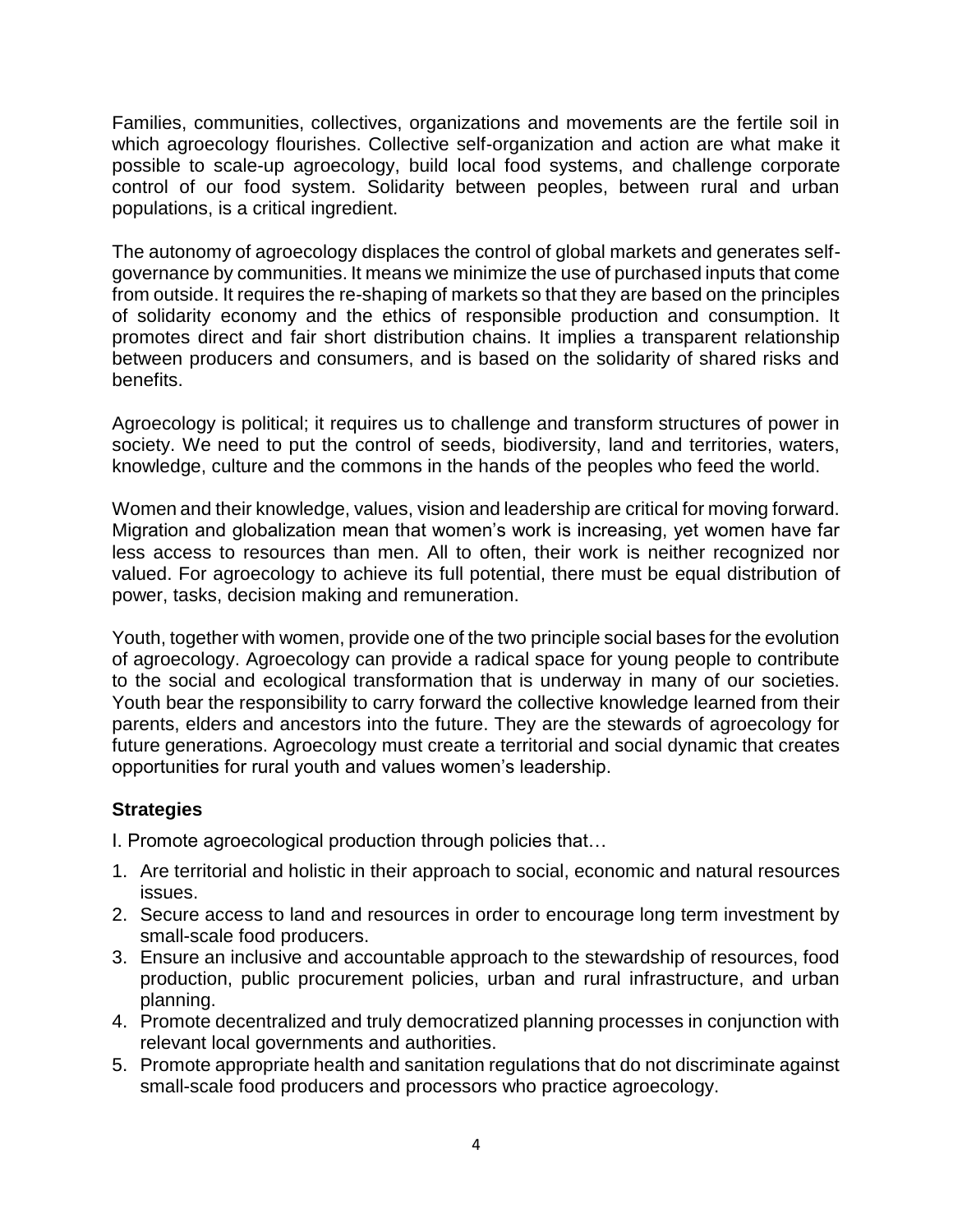Families, communities, collectives, organizations and movements are the fertile soil in which agroecology flourishes. Collective self-organization and action are what make it possible to scale-up agroecology, build local food systems, and challenge corporate control of our food system. Solidarity between peoples, between rural and urban populations, is a critical ingredient.

The autonomy of agroecology displaces the control of global markets and generates self-governance by communities. It means we minimize the use of purchased inputs that come from outside. It requires the re-shaping of markets so that they are based on the principles of solidarity economy and the ethics of responsible production and consumption. It promotes direct and fair short distribution chains. It implies a transparent relationship between producers and consumers, and is based on the solidarity of shared risks and benefits.

Agroecology is political; it requires us to challenge and transform structures of power in society. We need to put the control of seeds, biodiversity, land and territories, waters, knowledge, culture and the commons in the hands of the peoples who feed the world.

Women and their knowledge, values, vision and leadership are critical for moving forward. Migration and globalization mean that women's work is increasing, yet women have far less access to resources than men. All to often, their work is neither recognized nor valued. For agroecology to achieve its full potential, there must be equal distribution of power, tasks, decision making and remuneration.

Youth, together with women, provide one of the two principle social bases for the evolution of agroecology. Agroecology can provide a radical space for young people to contribute to the social and ecological transformation that is underway in many of our societies. Youth bear the responsibility to carry forward the collective knowledge learned from their parents, elders and ancestors into the future. They are the stewards of agroecology for future generations. Agroecology must create a territorial and social dynamic that creates opportunities for rural youth and values women's leadership.

## Strategies

I. Promote agroecological production through policies that…

1. Are territorial and holistic in their approach to social, economic and natural resources issues.
2. Secure access to land and resources in order to encourage long term investment by small-scale food producers.
3. Ensure an inclusive and accountable approach to the stewardship of resources, food production, public procurement policies, urban and rural infrastructure, and urban planning.
4. Promote decentralized and truly democratized planning processes in conjunction with relevant local governments and authorities.
5. Promote appropriate health and sanitation regulations that do not discriminate against small-scale food producers and processors who practice agroecology.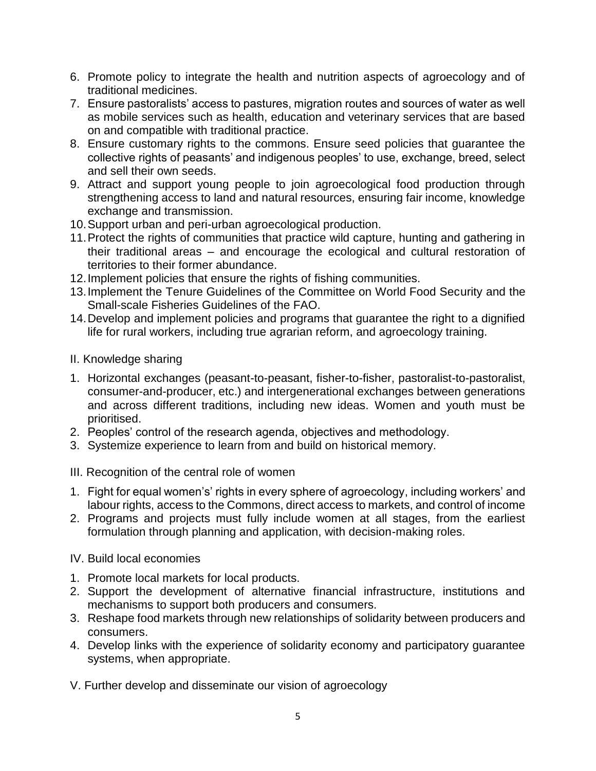6. Promote policy to integrate the health and nutrition aspects of agroecology and of traditional medicines.
7. Ensure pastoralists' access to pastures, migration routes and sources of water as well as mobile services such as health, education and veterinary services that are based on and compatible with traditional practice.
8. Ensure customary rights to the commons. Ensure seed policies that guarantee the collective rights of peasants' and indigenous peoples' to use, exchange, breed, select and sell their own seeds.
9. Attract and support young people to join agroecological food production through strengthening access to land and natural resources, ensuring fair income, knowledge exchange and transmission.
10. Support urban and peri-urban agroecological production.
11. Protect the rights of communities that practice wild capture, hunting and gathering in their traditional areas – and encourage the ecological and cultural restoration of territories to their former abundance.
12. Implement policies that ensure the rights of fishing communities.
13. Implement the Tenure Guidelines of the Committee on World Food Security and the Small-scale Fisheries Guidelines of the FAO.
14. Develop and implement policies and programs that guarantee the right to a dignified life for rural workers, including true agrarian reform, and agroecology training.

II. Knowledge sharing

1. Horizontal exchanges (peasant-to-peasant, fisher-to-fisher, pastoralist-to-pastoralist, consumer-and-producer, etc.) and intergenerational exchanges between generations and across different traditions, including new ideas. Women and youth must be prioritised.
2. Peoples' control of the research agenda, objectives and methodology.
3. Systemize experience to learn from and build on historical memory.

III. Recognition of the central role of women

1. Fight for equal women's' rights in every sphere of agroecology, including workers' and labour rights, access to the Commons, direct access to markets, and control of income
2. Programs and projects must fully include women at all stages, from the earliest formulation through planning and application, with decision-making roles.

IV. Build local economies

1. Promote local markets for local products.
2. Support the development of alternative financial infrastructure, institutions and mechanisms to support both producers and consumers.
3. Reshape food markets through new relationships of solidarity between producers and consumers.
4. Develop links with the experience of solidarity economy and participatory guarantee systems, when appropriate.

V. Further develop and disseminate our vision of agroecology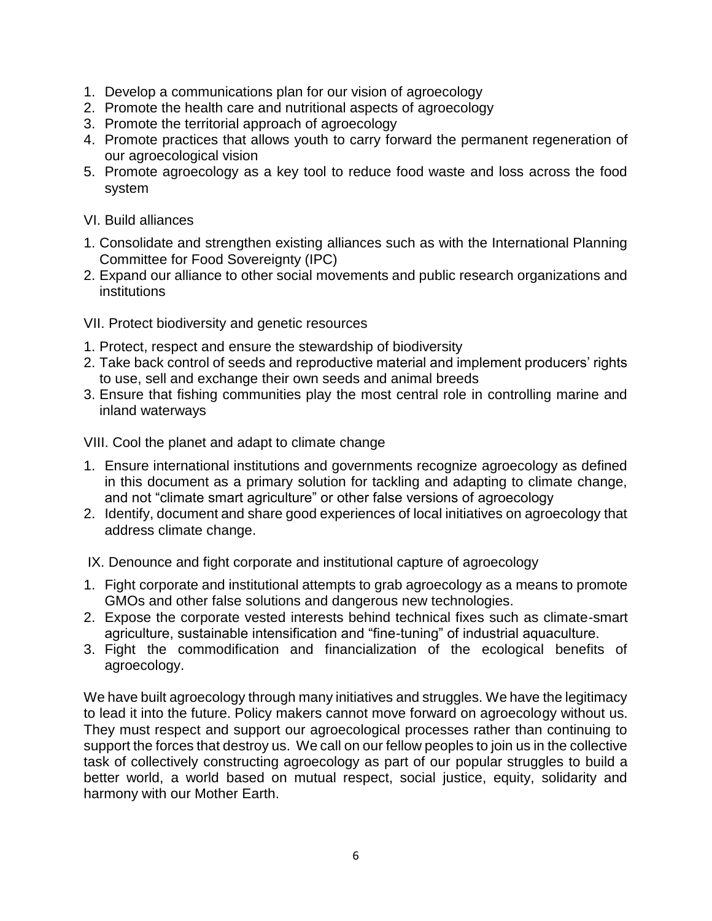1. Develop a communications plan for our vision of agroecology
2. Promote the health care and nutritional aspects of agroecology
3. Promote the territorial approach of agroecology
4. Promote practices that allows youth to carry forward the permanent regeneration of our agroecological vision
5. Promote agroecology as a key tool to reduce food waste and loss across the food system

VI. Build alliances

1. Consolidate and strengthen existing alliances such as with the International Planning Committee for Food Sovereignty (IPC)
2. Expand our alliance to other social movements and public research organizations and institutions

VII. Protect biodiversity and genetic resources

1. Protect, respect and ensure the stewardship of biodiversity
2. Take back control of seeds and reproductive material and implement producers' rights to use, sell and exchange their own seeds and animal breeds
3. Ensure that fishing communities play the most central role in controlling marine and inland waterways

VIII. Cool the planet and adapt to climate change

1. Ensure international institutions and governments recognize agroecology as defined in this document as a primary solution for tackling and adapting to climate change, and not "climate smart agriculture" or other false versions of agroecology
2. Identify, document and share good experiences of local initiatives on agroecology that address climate change.

IX. Denounce and fight corporate and institutional capture of agroecology

1. Fight corporate and institutional attempts to grab agroecology as a means to promote GMOs and other false solutions and dangerous new technologies.
2. Expose the corporate vested interests behind technical fixes such as climate-smart agriculture, sustainable intensification and "fine-tuning" of industrial aquaculture.
3. Fight the commodification and financialization of the ecological benefits of agroecology.

We have built agroecology through many initiatives and struggles. We have the legitimacy to lead it into the future. Policy makers cannot move forward on agroecology without us. They must respect and support our agroecological processes rather than continuing to support the forces that destroy us. We call on our fellow peoples to join us in the collective task of collectively constructing agroecology as part of our popular struggles to build a better world, a world based on mutual respect, social justice, equity, solidarity and harmony with our Mother Earth.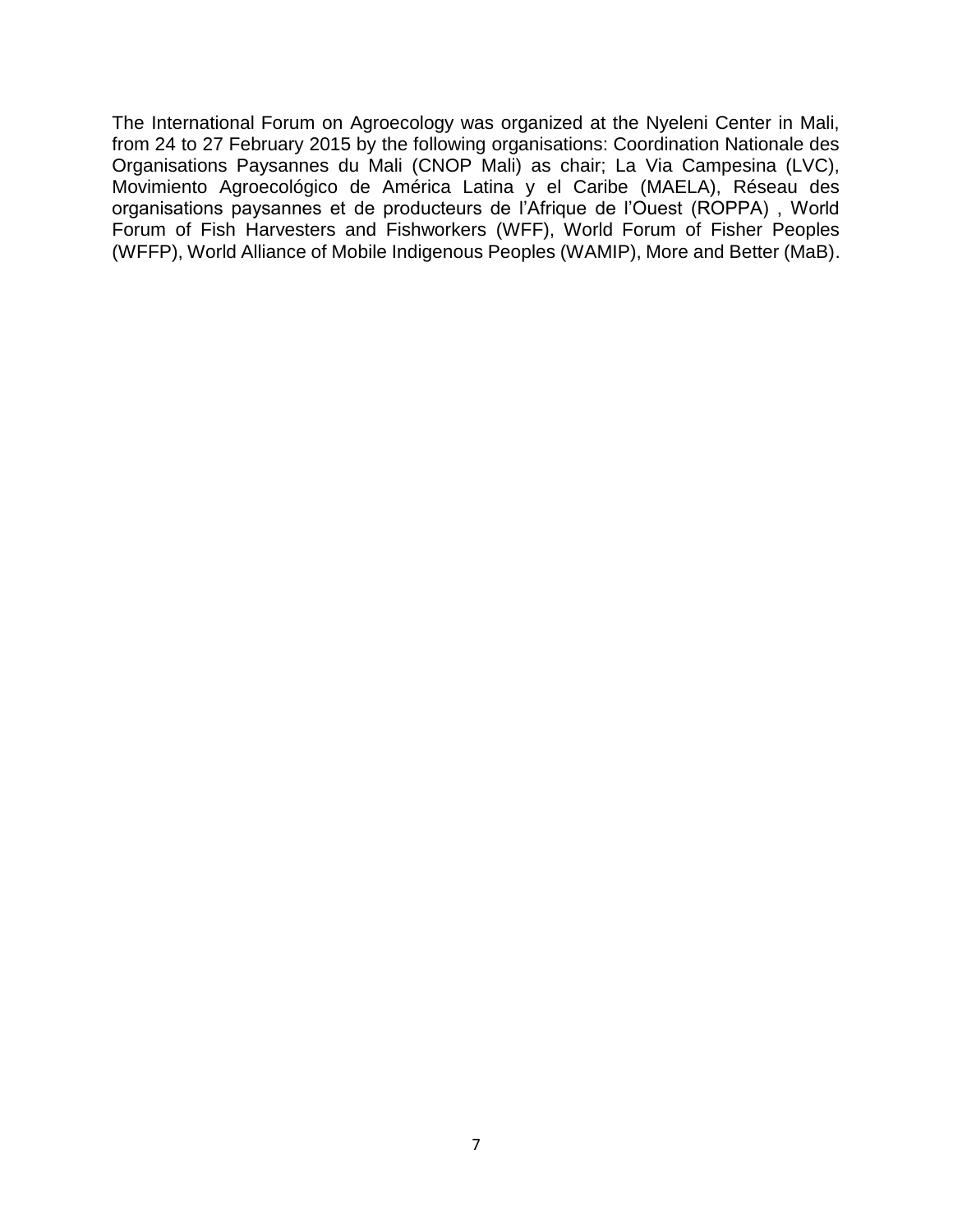The International Forum on Agroecology was organized at the Nyeleni Center in Mali, from 24 to 27 February 2015 by the following organisations: Coordination Nationale des Organisations Paysannes du Mali (CNOP Mali) as chair; La Via Campesina (LVC), Movimiento Agroecológico de América Latina y el Caribe (MAELA), Réseau des organisations paysannes et de producteurs de l'Afrique de l'Ouest (ROPPA) , World Forum of Fish Harvesters and Fishworkers (WFF), World Forum of Fisher Peoples (WFFP), World Alliance of Mobile Indigenous Peoples (WAMIP), More and Better (MaB).